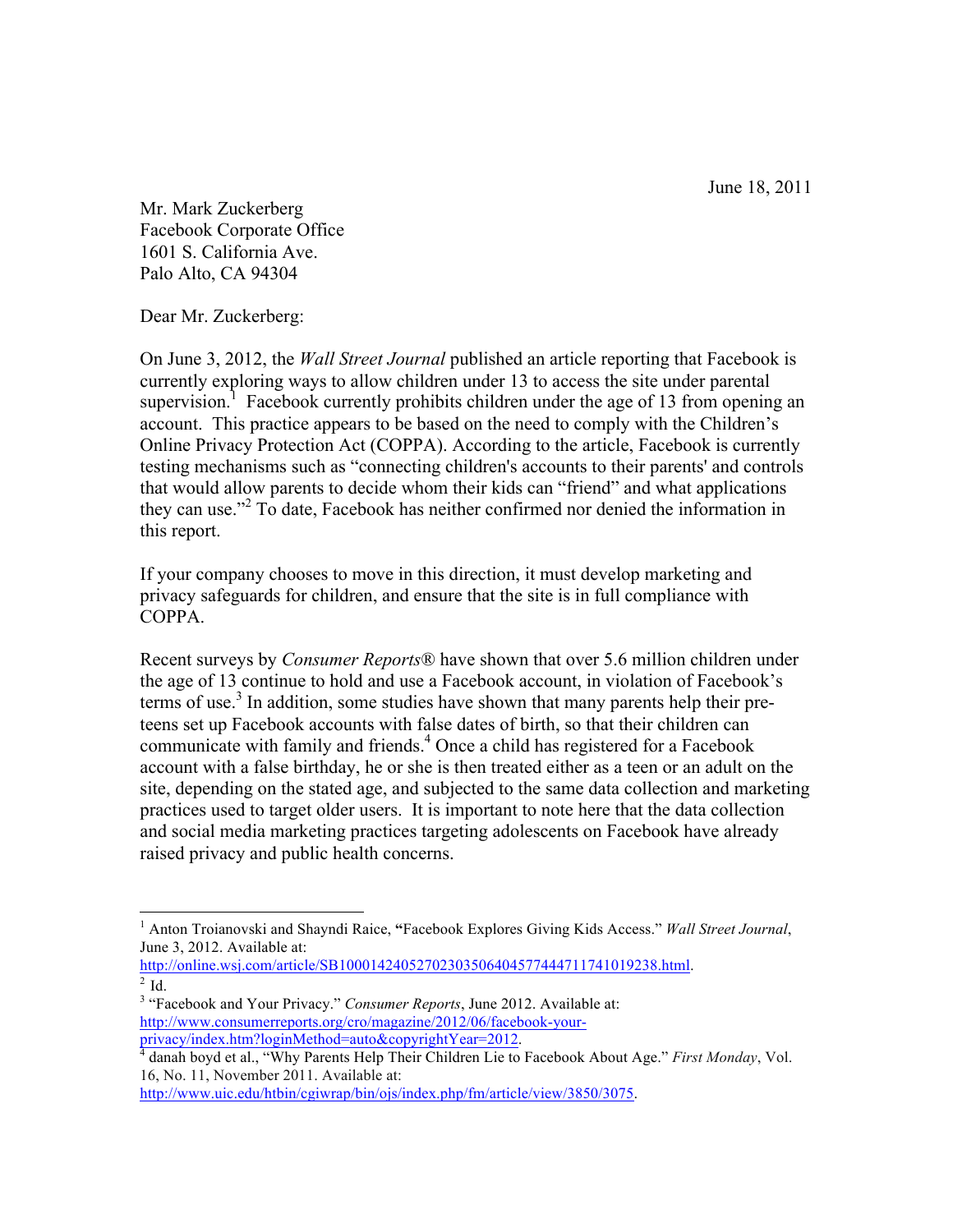June 18, 2011

Mr. Mark Zuckerberg
Facebook Corporate Office
1601 S. California Ave.
Palo Alto, CA 94304

Dear Mr. Zuckerberg:

On June 3, 2012, the *Wall Street Journal* published an article reporting that Facebook is currently exploring ways to allow children under 13 to access the site under parental supervision.[1] Facebook currently prohibits children under the age of 13 from opening an account. This practice appears to be based on the need to comply with the Children's Online Privacy Protection Act (COPPA). According to the article, Facebook is currently testing mechanisms such as "connecting children's accounts to their parents' and controls that would allow parents to decide whom their kids can "friend" and what applications they can use."[2] To date, Facebook has neither confirmed nor denied the information in this report.

If your company chooses to move in this direction, it must develop marketing and privacy safeguards for children, and ensure that the site is in full compliance with COPPA.

Recent surveys by *Consumer Reports®* have shown that over 5.6 million children under the age of 13 continue to hold and use a Facebook account, in violation of Facebook's terms of use.[3] In addition, some studies have shown that many parents help their pre-teens set up Facebook accounts with false dates of birth, so that their children can communicate with family and friends.[4] Once a child has registered for a Facebook account with a false birthday, he or she is then treated either as a teen or an adult on the site, depending on the stated age, and subjected to the same data collection and marketing practices used to target older users. It is important to note here that the data collection and social media marketing practices targeting adolescents on Facebook have already raised privacy and public health concerns.

---

[1] Anton Troianovski and Shayndi Raice, **"**Facebook Explores Giving Kids Access." *Wall Street Journal*, June 3, 2012. Available at: http://online.wsj.com/article/SB10001424052702303506404577444711741019238.html.

[2] Id.

[3] "Facebook and Your Privacy." *Consumer Reports*, June 2012. Available at: http://www.consumerreports.org/cro/magazine/2012/06/facebook-your-privacy/index.htm?loginMethod=auto&copyrightYear=2012.

[4] danah boyd et al., "Why Parents Help Their Children Lie to Facebook About Age." *First Monday*, Vol. 16, No. 11, November 2011. Available at: http://www.uic.edu/htbin/cgiwrap/bin/ojs/index.php/fm/article/view/3850/3075.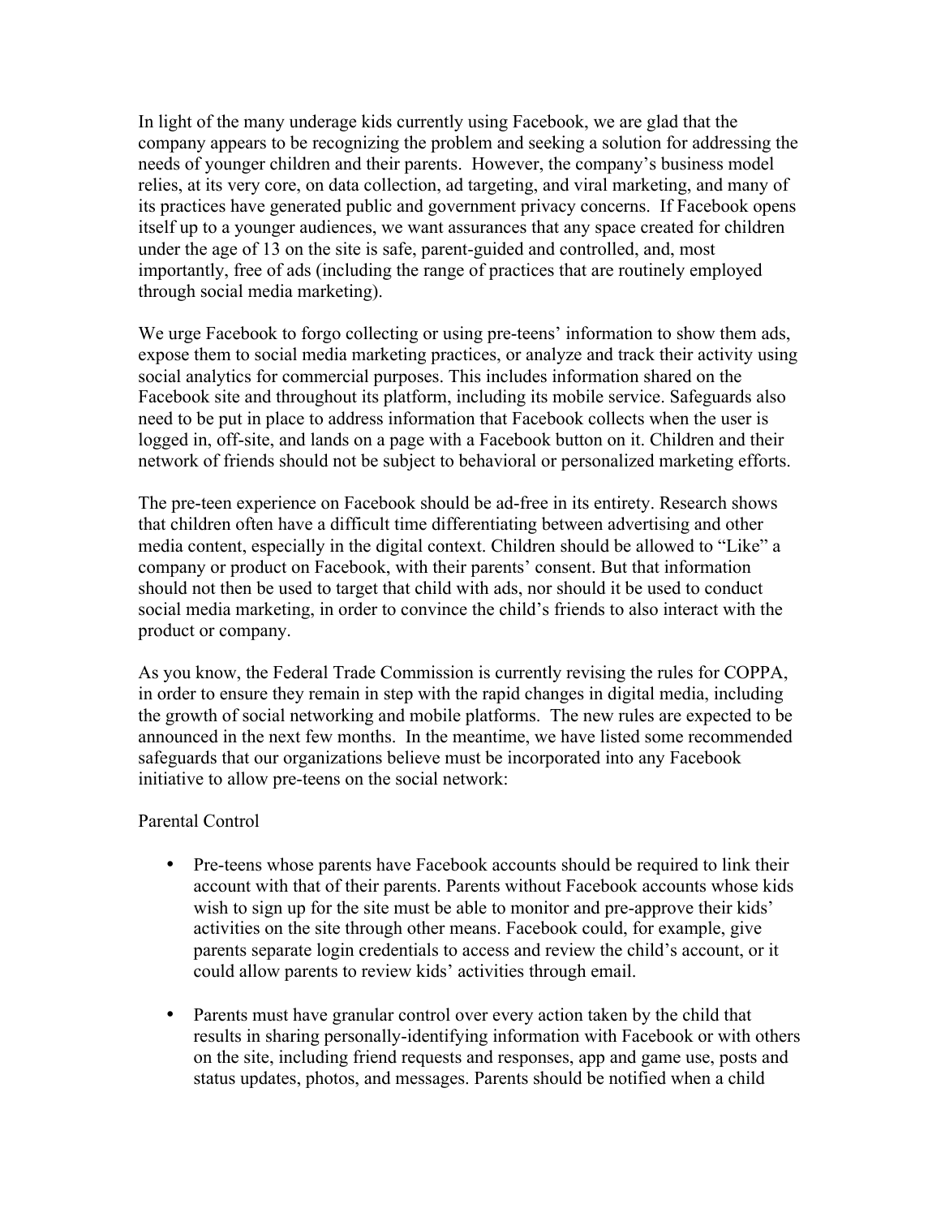In light of the many underage kids currently using Facebook, we are glad that the company appears to be recognizing the problem and seeking a solution for addressing the needs of younger children and their parents. However, the company's business model relies, at its very core, on data collection, ad targeting, and viral marketing, and many of its practices have generated public and government privacy concerns. If Facebook opens itself up to a younger audiences, we want assurances that any space created for children under the age of 13 on the site is safe, parent-guided and controlled, and, most importantly, free of ads (including the range of practices that are routinely employed through social media marketing).

We urge Facebook to forgo collecting or using pre-teens' information to show them ads, expose them to social media marketing practices, or analyze and track their activity using social analytics for commercial purposes. This includes information shared on the Facebook site and throughout its platform, including its mobile service. Safeguards also need to be put in place to address information that Facebook collects when the user is logged in, off-site, and lands on a page with a Facebook button on it. Children and their network of friends should not be subject to behavioral or personalized marketing efforts.

The pre-teen experience on Facebook should be ad-free in its entirety. Research shows that children often have a difficult time differentiating between advertising and other media content, especially in the digital context. Children should be allowed to "Like" a company or product on Facebook, with their parents' consent. But that information should not then be used to target that child with ads, nor should it be used to conduct social media marketing, in order to convince the child's friends to also interact with the product or company.

As you know, the Federal Trade Commission is currently revising the rules for COPPA, in order to ensure they remain in step with the rapid changes in digital media, including the growth of social networking and mobile platforms. The new rules are expected to be announced in the next few months. In the meantime, we have listed some recommended safeguards that our organizations believe must be incorporated into any Facebook initiative to allow pre-teens on the social network:

Parental Control

- Pre-teens whose parents have Facebook accounts should be required to link their account with that of their parents. Parents without Facebook accounts whose kids wish to sign up for the site must be able to monitor and pre-approve their kids' activities on the site through other means. Facebook could, for example, give parents separate login credentials to access and review the child's account, or it could allow parents to review kids' activities through email.

- Parents must have granular control over every action taken by the child that results in sharing personally-identifying information with Facebook or with others on the site, including friend requests and responses, app and game use, posts and status updates, photos, and messages. Parents should be notified when a child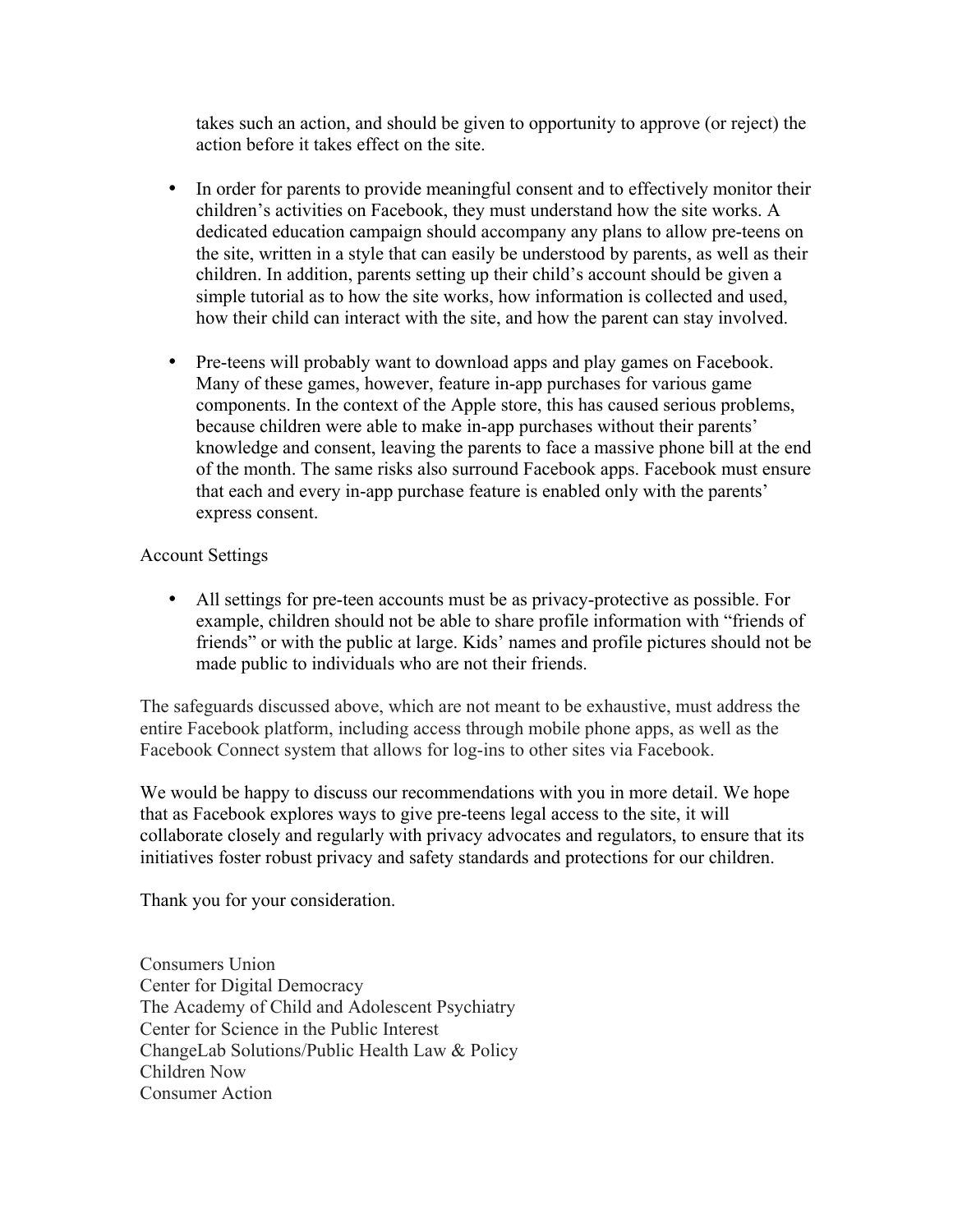takes such an action, and should be given to opportunity to approve (or reject) the action before it takes effect on the site.

- In order for parents to provide meaningful consent and to effectively monitor their children's activities on Facebook, they must understand how the site works. A dedicated education campaign should accompany any plans to allow pre-teens on the site, written in a style that can easily be understood by parents, as well as their children. In addition, parents setting up their child's account should be given a simple tutorial as to how the site works, how information is collected and used, how their child can interact with the site, and how the parent can stay involved.

- Pre-teens will probably want to download apps and play games on Facebook. Many of these games, however, feature in-app purchases for various game components. In the context of the Apple store, this has caused serious problems, because children were able to make in-app purchases without their parents' knowledge and consent, leaving the parents to face a massive phone bill at the end of the month. The same risks also surround Facebook apps. Facebook must ensure that each and every in-app purchase feature is enabled only with the parents' express consent.

Account Settings

- All settings for pre-teen accounts must be as privacy-protective as possible. For example, children should not be able to share profile information with "friends of friends" or with the public at large. Kids' names and profile pictures should not be made public to individuals who are not their friends.

The safeguards discussed above, which are not meant to be exhaustive, must address the entire Facebook platform, including access through mobile phone apps, as well as the Facebook Connect system that allows for log-ins to other sites via Facebook.

We would be happy to discuss our recommendations with you in more detail. We hope that as Facebook explores ways to give pre-teens legal access to the site, it will collaborate closely and regularly with privacy advocates and regulators, to ensure that its initiatives foster robust privacy and safety standards and protections for our children.

Thank you for your consideration.

Consumers Union
Center for Digital Democracy
The Academy of Child and Adolescent Psychiatry
Center for Science in the Public Interest
ChangeLab Solutions/Public Health Law & Policy
Children Now
Consumer Action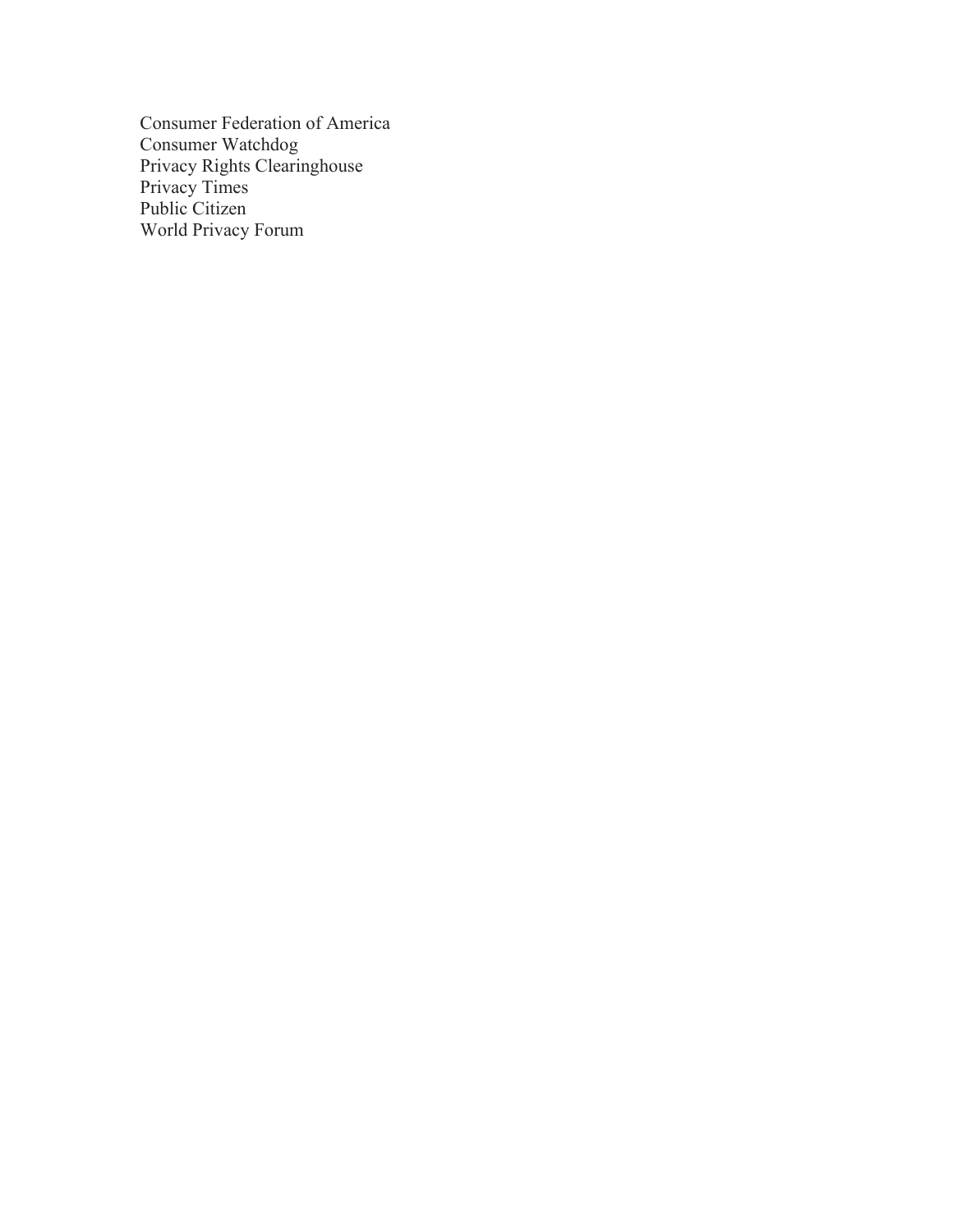Consumer Federation of America
Consumer Watchdog
Privacy Rights Clearinghouse
Privacy Times
Public Citizen
World Privacy Forum